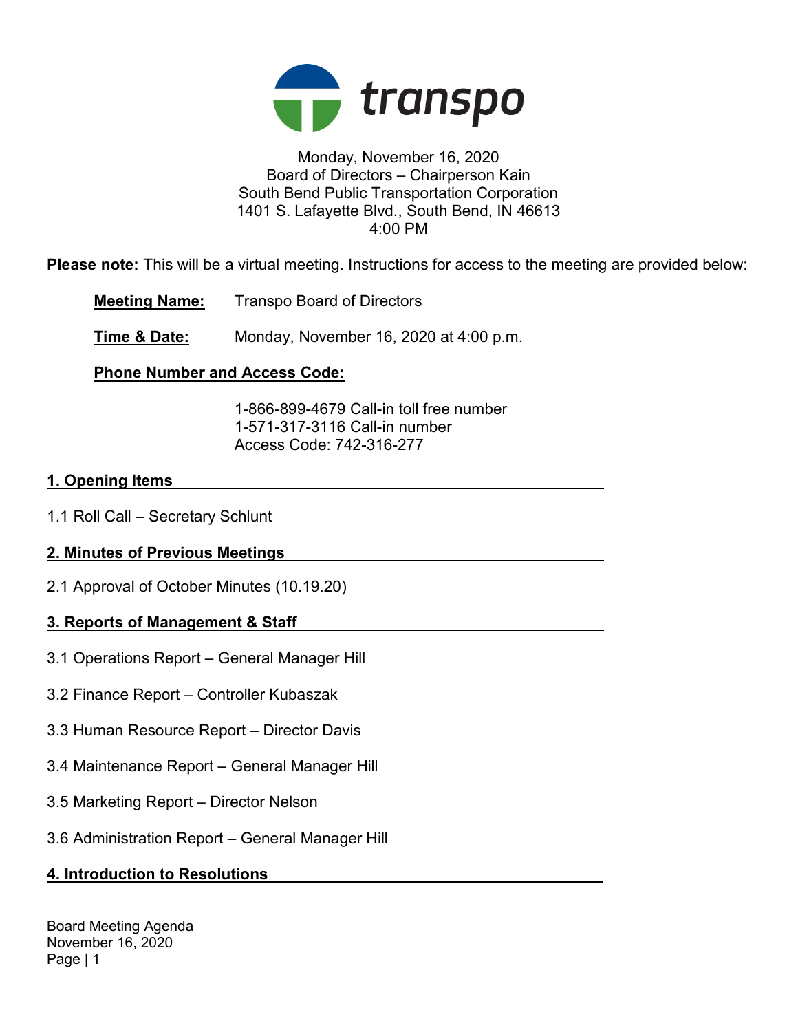transpo

Monday, November 16, 2020
Board of Directors – Chairperson Kain
South Bend Public Transportation Corporation
1401 S. Lafayette Blvd., South Bend, IN 46613
4:00 PM

**Please note:** This will be a virtual meeting. Instructions for access to the meeting are provided below:

**Meeting Name:** Transpo Board of Directors

**Time & Date:** Monday, November 16, 2020 at 4:00 p.m.

**Phone Number and Access Code:**

1-866-899-4679 Call-in toll free number
1-571-317-3116 Call-in number
Access Code: 742-316-277

## 1. Opening Items

1.1 Roll Call – Secretary Schlunt

## 2. Minutes of Previous Meetings

2.1 Approval of October Minutes (10.19.20)

## 3. Reports of Management & Staff

3.1 Operations Report – General Manager Hill

3.2 Finance Report – Controller Kubaszak

3.3 Human Resource Report – Director Davis

3.4 Maintenance Report – General Manager Hill

3.5 Marketing Report – Director Nelson

3.6 Administration Report – General Manager Hill

## 4. Introduction to Resolutions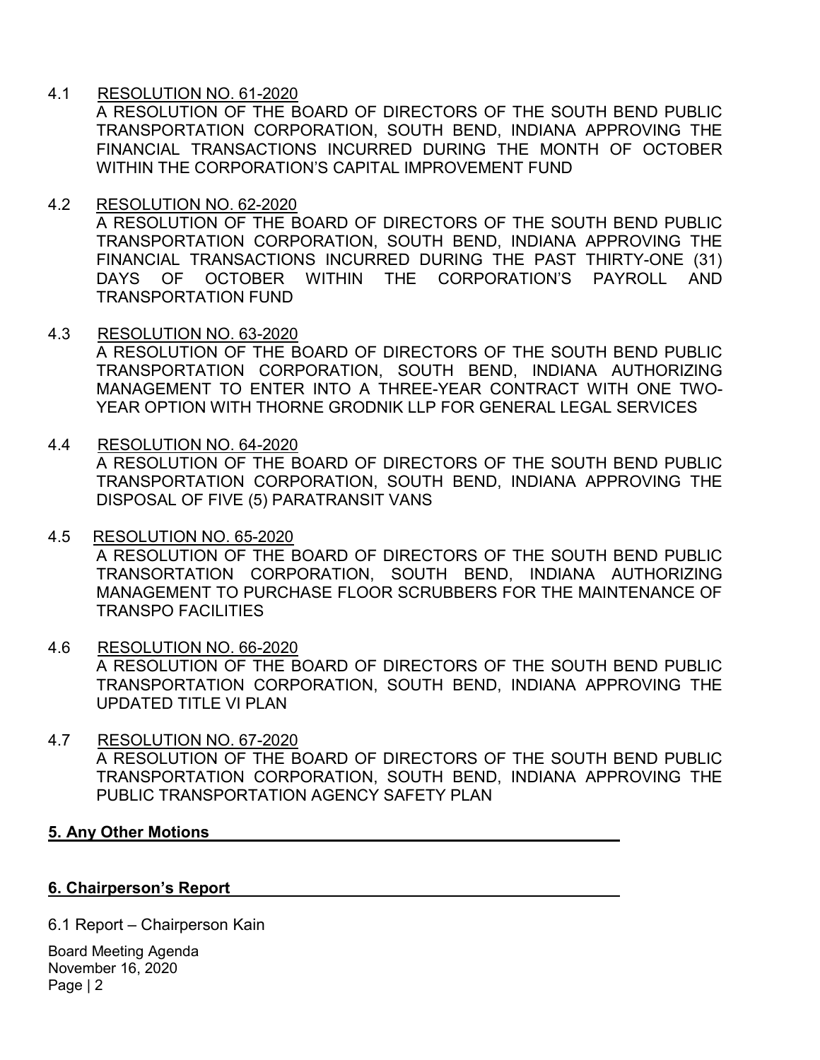4.1 RESOLUTION NO. 61-2020

A RESOLUTION OF THE BOARD OF DIRECTORS OF THE SOUTH BEND PUBLIC TRANSPORTATION CORPORATION, SOUTH BEND, INDIANA APPROVING THE FINANCIAL TRANSACTIONS INCURRED DURING THE MONTH OF OCTOBER WITHIN THE CORPORATION'S CAPITAL IMPROVEMENT FUND

4.2 RESOLUTION NO. 62-2020

A RESOLUTION OF THE BOARD OF DIRECTORS OF THE SOUTH BEND PUBLIC TRANSPORTATION CORPORATION, SOUTH BEND, INDIANA APPROVING THE FINANCIAL TRANSACTIONS INCURRED DURING THE PAST THIRTY-ONE (31) DAYS OF OCTOBER WITHIN THE CORPORATION'S PAYROLL AND TRANSPORTATION FUND

4.3 RESOLUTION NO. 63-2020

A RESOLUTION OF THE BOARD OF DIRECTORS OF THE SOUTH BEND PUBLIC TRANSPORTATION CORPORATION, SOUTH BEND, INDIANA AUTHORIZING MANAGEMENT TO ENTER INTO A THREE-YEAR CONTRACT WITH ONE TWO-YEAR OPTION WITH THORNE GRODNIK LLP FOR GENERAL LEGAL SERVICES

4.4 RESOLUTION NO. 64-2020

A RESOLUTION OF THE BOARD OF DIRECTORS OF THE SOUTH BEND PUBLIC TRANSPORTATION CORPORATION, SOUTH BEND, INDIANA APPROVING THE DISPOSAL OF FIVE (5) PARATRANSIT VANS

4.5 RESOLUTION NO. 65-2020

A RESOLUTION OF THE BOARD OF DIRECTORS OF THE SOUTH BEND PUBLIC TRANSORTATION CORPORATION, SOUTH BEND, INDIANA AUTHORIZING MANAGEMENT TO PURCHASE FLOOR SCRUBBERS FOR THE MAINTENANCE OF TRANSPO FACILITIES

4.6 RESOLUTION NO. 66-2020

A RESOLUTION OF THE BOARD OF DIRECTORS OF THE SOUTH BEND PUBLIC TRANSPORTATION CORPORATION, SOUTH BEND, INDIANA APPROVING THE UPDATED TITLE VI PLAN

4.7 RESOLUTION NO. 67-2020

A RESOLUTION OF THE BOARD OF DIRECTORS OF THE SOUTH BEND PUBLIC TRANSPORTATION CORPORATION, SOUTH BEND, INDIANA APPROVING THE PUBLIC TRANSPORTATION AGENCY SAFETY PLAN

## 5. Any Other Motions

## 6. Chairperson's Report

6.1 Report – Chairperson Kain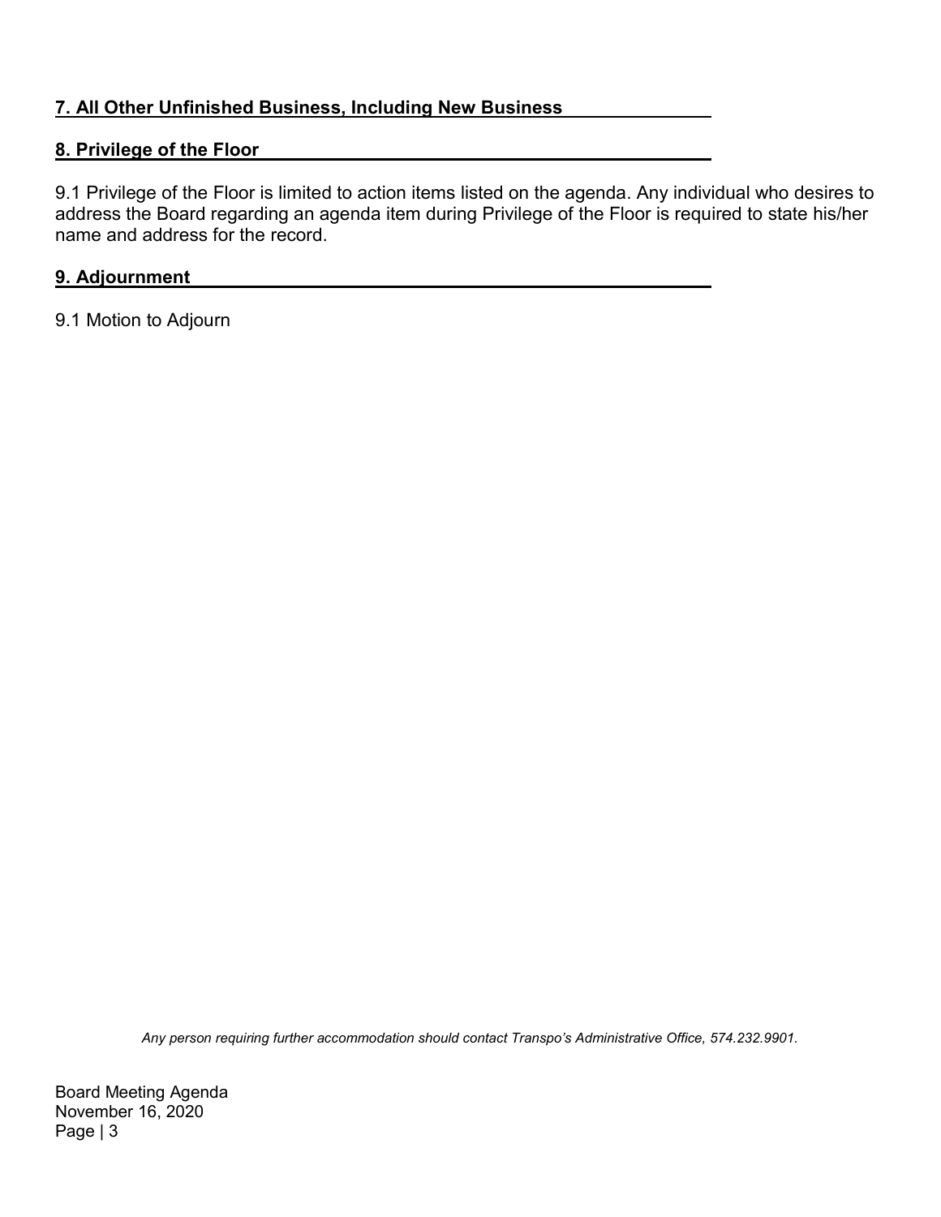## 7. All Other Unfinished Business, Including New Business

## 8. Privilege of the Floor

9.1 Privilege of the Floor is limited to action items listed on the agenda. Any individual who desires to address the Board regarding an agenda item during Privilege of the Floor is required to state his/her name and address for the record.

## 9. Adjournment

9.1 Motion to Adjourn

*Any person requiring further accommodation should contact Transpo's Administrative Office, 574.232.9901.*